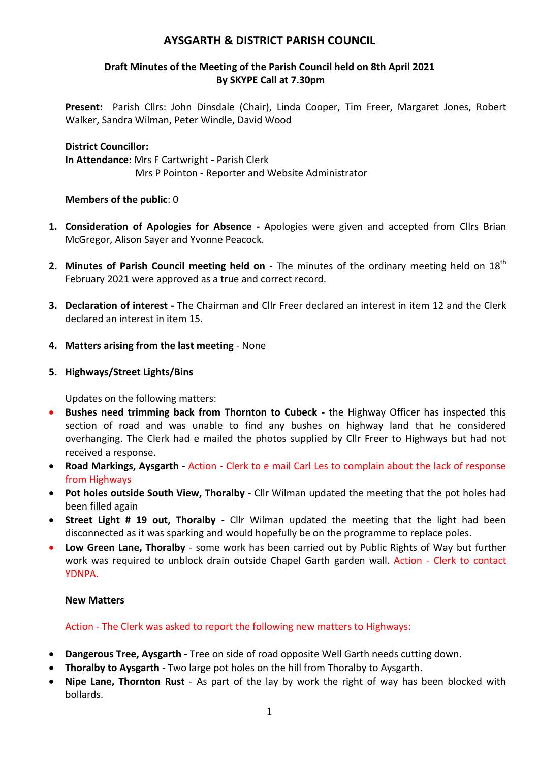# AYSGARTH & DISTRICT PARISH COUNCIL

### Draft Minutes of the Meeting of the Parish Council held on 8th April 2021
### By SKYPE Call at 7.30pm

**Present:** Parish Cllrs: John Dinsdale (Chair), Linda Cooper, Tim Freer, Margaret Jones, Robert Walker, Sandra Wilman, Peter Windle, David Wood

**District Councillor:**
**In Attendance:** Mrs F Cartwright - Parish Clerk
Mrs P Pointon - Reporter and Website Administrator

**Members of the public**: 0

1. **Consideration of Apologies for Absence -** Apologies were given and accepted from Cllrs Brian McGregor, Alison Sayer and Yvonne Peacock.

2. **Minutes of Parish Council meeting held on -** The minutes of the ordinary meeting held on 18th February 2021 were approved as a true and correct record.

3. **Declaration of interest -** The Chairman and Cllr Freer declared an interest in item 12 and the Clerk declared an interest in item 15.

4. **Matters arising from the last meeting** - None

5. **Highways/Street Lights/Bins**

   Updates on the following matters:

- **Bushes need trimming back from Thornton to Cubeck -** the Highway Officer has inspected this section of road and was unable to find any bushes on highway land that he considered overhanging. The Clerk had e mailed the photos supplied by Cllr Freer to Highways but had not received a response.
- **Road Markings, Aysgarth -** Action - Clerk to e mail Carl Les to complain about the lack of response from Highways
- **Pot holes outside South View, Thoralby** - Cllr Wilman updated the meeting that the pot holes had been filled again
- **Street Light # 19 out, Thoralby** - Cllr Wilman updated the meeting that the light had been disconnected as it was sparking and would hopefully be on the programme to replace poles.
- **Low Green Lane, Thoralby** - some work has been carried out by Public Rights of Way but further work was required to unblock drain outside Chapel Garth garden wall. Action - Clerk to contact YDNPA.

**New Matters**

Action - The Clerk was asked to report the following new matters to Highways:

- **Dangerous Tree, Aysgarth** - Tree on side of road opposite Well Garth needs cutting down.
- **Thoralby to Aysgarth** - Two large pot holes on the hill from Thoralby to Aysgarth.
- **Nipe Lane, Thornton Rust** - As part of the lay by work the right of way has been blocked with bollards.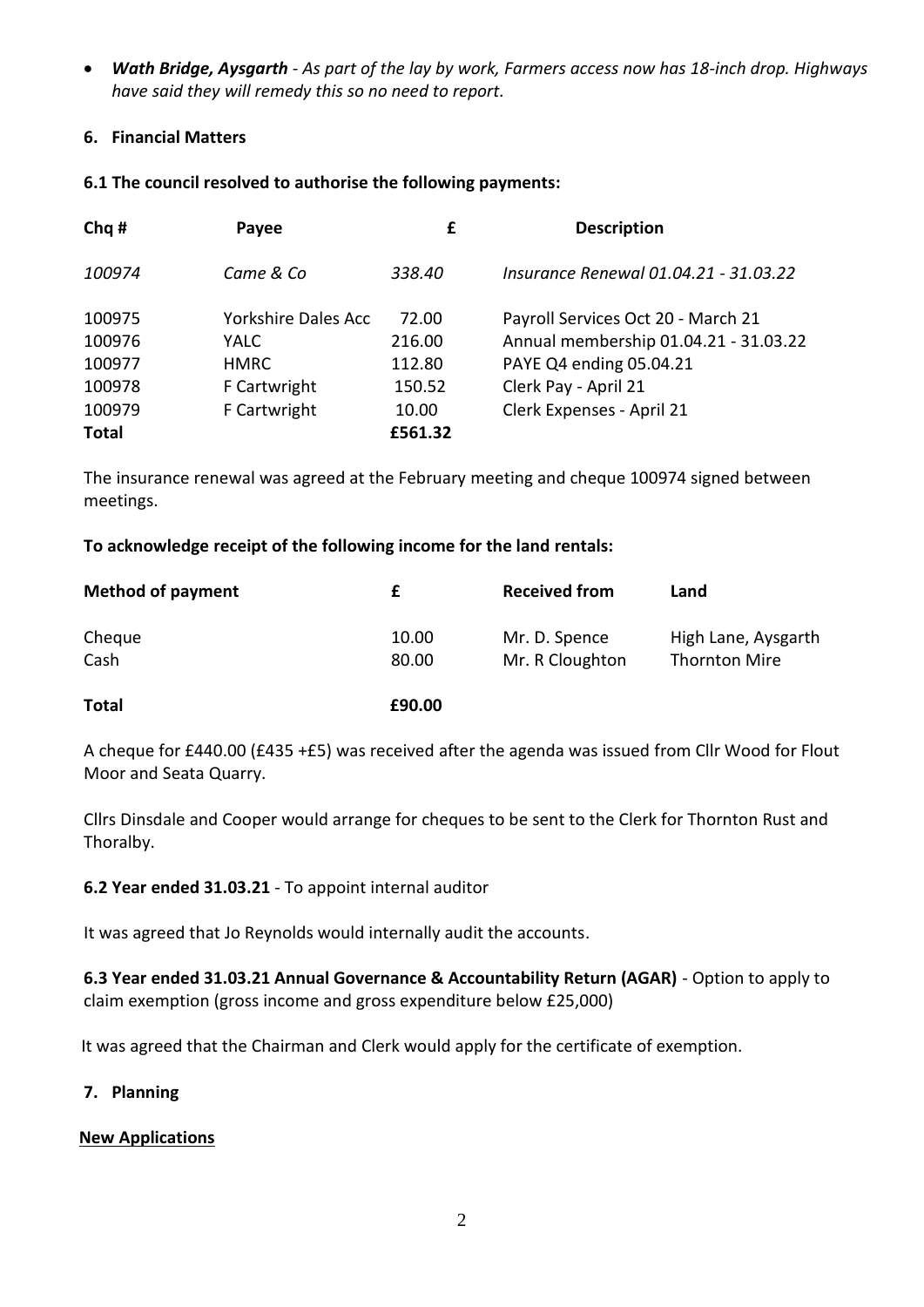- ***Wath Bridge, Aysgarth** - As part of the lay by work, Farmers access now has 18-inch drop. Highways have said they will remedy this so no need to report.*

## 6. Financial Matters

**6.1 The council resolved to authorise the following payments:**

| Chq # | Payee | £ | Description |
|---|---|---|---|
| *100974* | *Came & Co* | *338.40* | *Insurance Renewal 01.04.21 - 31.03.22* |
| 100975 | Yorkshire Dales Acc | 72.00 | Payroll Services Oct 20 - March 21 |
| 100976 | YALC | 216.00 | Annual membership 01.04.21 - 31.03.22 |
| 100977 | HMRC | 112.80 | PAYE Q4 ending 05.04.21 |
| 100978 | F Cartwright | 150.52 | Clerk Pay - April 21 |
| 100979 | F Cartwright | 10.00 | Clerk Expenses - April 21 |
| **Total** | | **£561.32** | |

The insurance renewal was agreed at the February meeting and cheque 100974 signed between meetings.

**To acknowledge receipt of the following income for the land rentals:**

| Method of payment | £ | Received from | Land |
|---|---|---|---|
| Cheque | 10.00 | Mr. D. Spence | High Lane, Aysgarth |
| Cash | 80.00 | Mr. R Cloughton | Thornton Mire |
| **Total** | **£90.00** | | |

A cheque for £440.00 (£435 +£5) was received after the agenda was issued from Cllr Wood for Flout Moor and Seata Quarry.

Cllrs Dinsdale and Cooper would arrange for cheques to be sent to the Clerk for Thornton Rust and Thoralby.

**6.2 Year ended 31.03.21** - To appoint internal auditor

It was agreed that Jo Reynolds would internally audit the accounts.

**6.3 Year ended 31.03.21 Annual Governance & Accountability Return (AGAR)** - Option to apply to claim exemption (gross income and gross expenditure below £25,000)

It was agreed that the Chairman and Clerk would apply for the certificate of exemption.

## 7. Planning

**New Applications**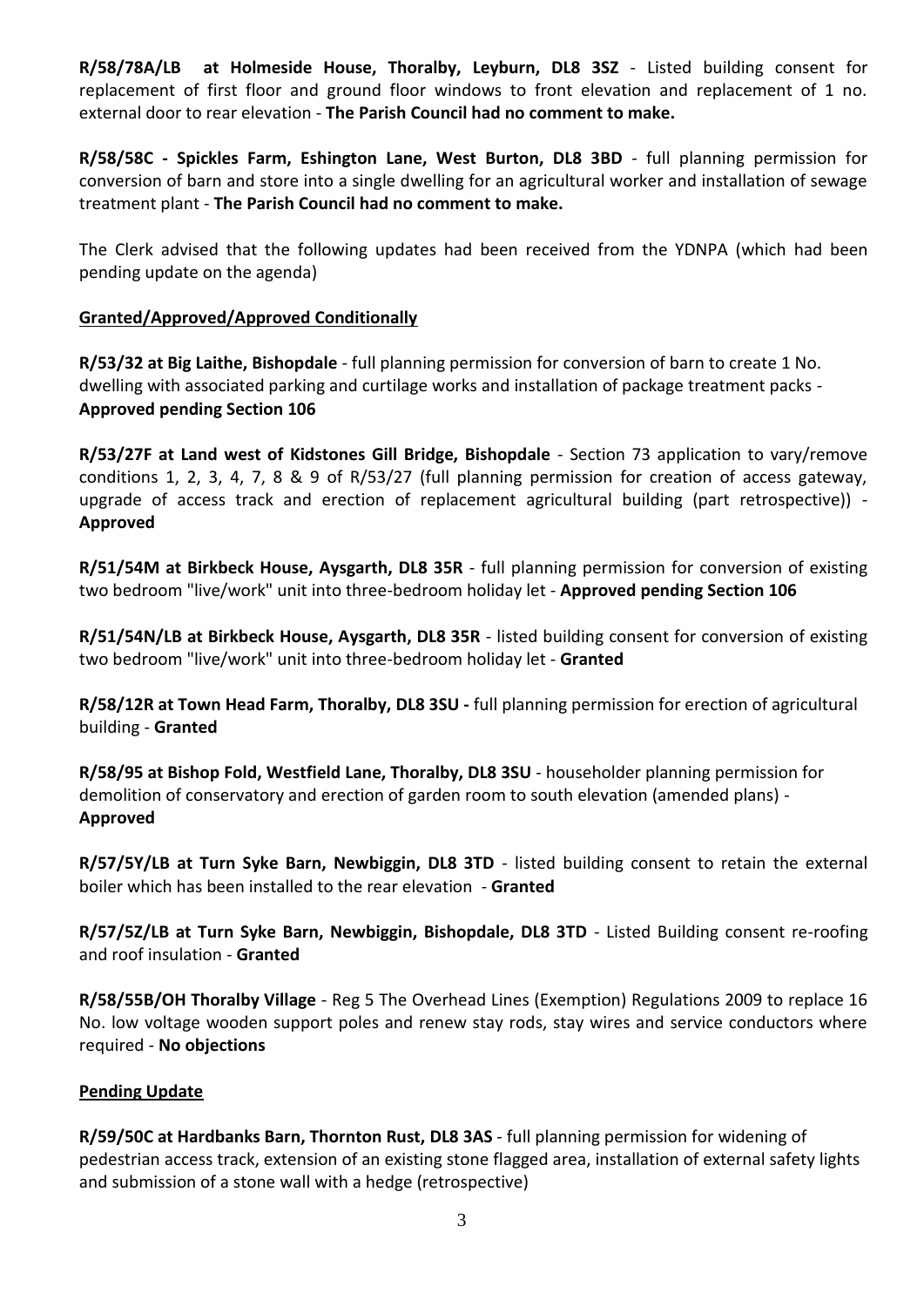**R/58/78A/LB at Holmeside House, Thoralby, Leyburn, DL8 3SZ** - Listed building consent for replacement of first floor and ground floor windows to front elevation and replacement of 1 no. external door to rear elevation - **The Parish Council had no comment to make.**

**R/58/58C - Spickles Farm, Eshington Lane, West Burton, DL8 3BD** - full planning permission for conversion of barn and store into a single dwelling for an agricultural worker and installation of sewage treatment plant - **The Parish Council had no comment to make.**

The Clerk advised that the following updates had been received from the YDNPA (which had been pending update on the agenda)

**Granted/Approved/Approved Conditionally**

**R/53/32 at Big Laithe, Bishopdale** - full planning permission for conversion of barn to create 1 No. dwelling with associated parking and curtilage works and installation of package treatment packs - **Approved pending Section 106**

**R/53/27F at Land west of Kidstones Gill Bridge, Bishopdale** - Section 73 application to vary/remove conditions 1, 2, 3, 4, 7, 8 & 9 of R/53/27 (full planning permission for creation of access gateway, upgrade of access track and erection of replacement agricultural building (part retrospective)) - **Approved**

**R/51/54M at Birkbeck House, Aysgarth, DL8 35R** - full planning permission for conversion of existing two bedroom "live/work" unit into three-bedroom holiday let - **Approved pending Section 106**

**R/51/54N/LB at Birkbeck House, Aysgarth, DL8 35R** - listed building consent for conversion of existing two bedroom "live/work" unit into three-bedroom holiday let - **Granted**

**R/58/12R at Town Head Farm, Thoralby, DL8 3SU -** full planning permission for erection of agricultural building - **Granted**

**R/58/95 at Bishop Fold, Westfield Lane, Thoralby, DL8 3SU** - householder planning permission for demolition of conservatory and erection of garden room to south elevation (amended plans) - **Approved**

**R/57/5Y/LB at Turn Syke Barn, Newbiggin, DL8 3TD** - listed building consent to retain the external boiler which has been installed to the rear elevation - **Granted**

**R/57/5Z/LB at Turn Syke Barn, Newbiggin, Bishopdale, DL8 3TD** - Listed Building consent re-roofing and roof insulation - **Granted**

**R/58/55B/OH Thoralby Village** - Reg 5 The Overhead Lines (Exemption) Regulations 2009 to replace 16 No. low voltage wooden support poles and renew stay rods, stay wires and service conductors where required - **No objections**

**Pending Update**

**R/59/50C at Hardbanks Barn, Thornton Rust, DL8 3AS** - full planning permission for widening of pedestrian access track, extension of an existing stone flagged area, installation of external safety lights and submission of a stone wall with a hedge (retrospective)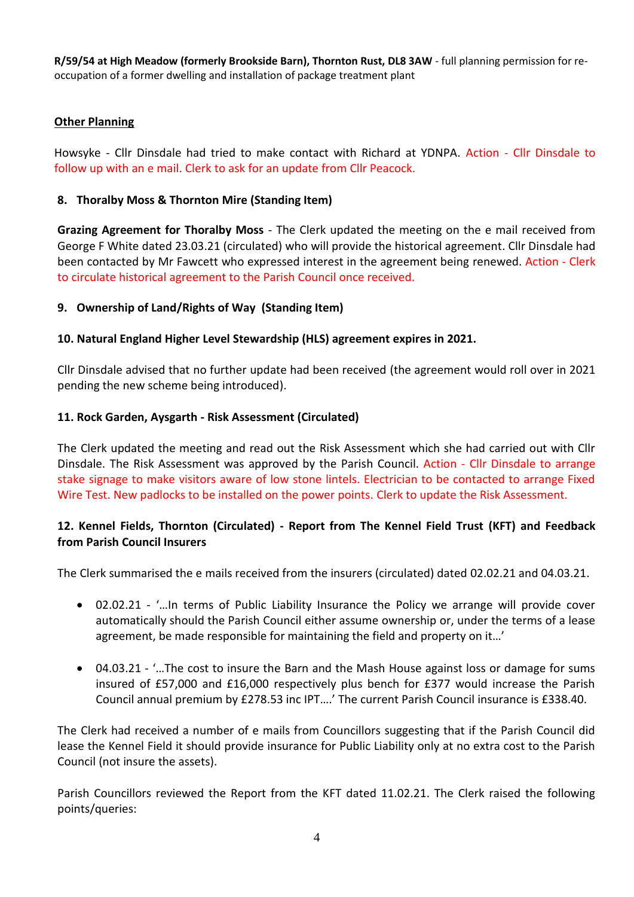**R/59/54 at High Meadow (formerly Brookside Barn), Thornton Rust, DL8 3AW** - full planning permission for re-occupation of a former dwelling and installation of package treatment plant

**Other Planning**

Howsyke - Cllr Dinsdale had tried to make contact with Richard at YDNPA. Action - Cllr Dinsdale to follow up with an e mail. Clerk to ask for an update from Cllr Peacock.

**8. Thoralby Moss & Thornton Mire (Standing Item)**

**Grazing Agreement for Thoralby Moss** - The Clerk updated the meeting on the e mail received from George F White dated 23.03.21 (circulated) who will provide the historical agreement. Cllr Dinsdale had been contacted by Mr Fawcett who expressed interest in the agreement being renewed. Action - Clerk to circulate historical agreement to the Parish Council once received.

**9. Ownership of Land/Rights of Way (Standing Item)**

**10. Natural England Higher Level Stewardship (HLS) agreement expires in 2021.**

Cllr Dinsdale advised that no further update had been received (the agreement would roll over in 2021 pending the new scheme being introduced).

**11. Rock Garden, Aysgarth - Risk Assessment (Circulated)**

The Clerk updated the meeting and read out the Risk Assessment which she had carried out with Cllr Dinsdale. The Risk Assessment was approved by the Parish Council. Action - Cllr Dinsdale to arrange stake signage to make visitors aware of low stone lintels. Electrician to be contacted to arrange Fixed Wire Test. New padlocks to be installed on the power points. Clerk to update the Risk Assessment.

**12. Kennel Fields, Thornton (Circulated) - Report from The Kennel Field Trust (KFT) and Feedback from Parish Council Insurers**

The Clerk summarised the e mails received from the insurers (circulated) dated 02.02.21 and 04.03.21.

- 02.02.21 - '…In terms of Public Liability Insurance the Policy we arrange will provide cover automatically should the Parish Council either assume ownership or, under the terms of a lease agreement, be made responsible for maintaining the field and property on it…'

- 04.03.21 - '…The cost to insure the Barn and the Mash House against loss or damage for sums insured of £57,000 and £16,000 respectively plus bench for £377 would increase the Parish Council annual premium by £278.53 inc IPT….' The current Parish Council insurance is £338.40.

The Clerk had received a number of e mails from Councillors suggesting that if the Parish Council did lease the Kennel Field it should provide insurance for Public Liability only at no extra cost to the Parish Council (not insure the assets).

Parish Councillors reviewed the Report from the KFT dated 11.02.21. The Clerk raised the following points/queries: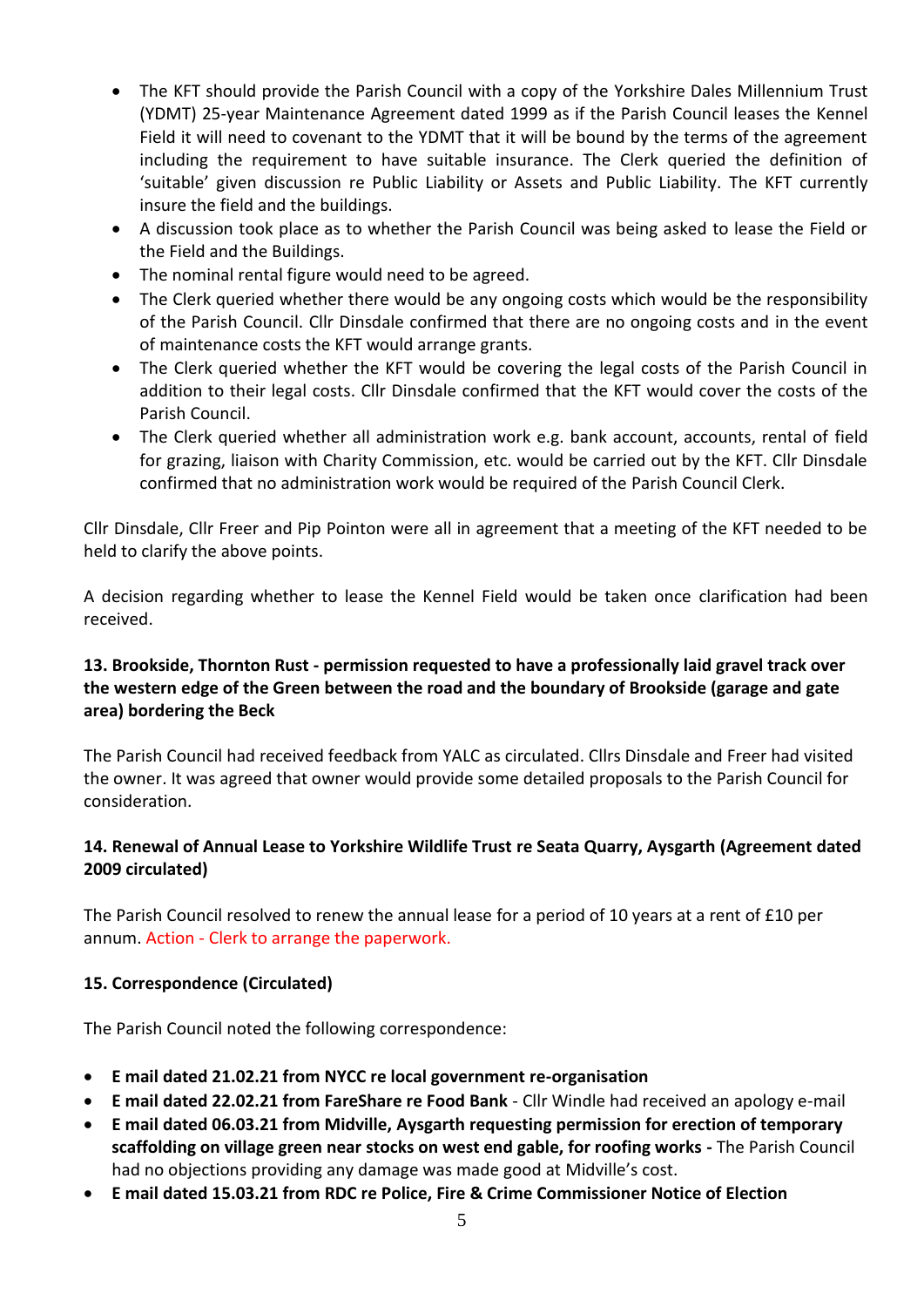- The KFT should provide the Parish Council with a copy of the Yorkshire Dales Millennium Trust (YDMT) 25-year Maintenance Agreement dated 1999 as if the Parish Council leases the Kennel Field it will need to covenant to the YDMT that it will be bound by the terms of the agreement including the requirement to have suitable insurance. The Clerk queried the definition of 'suitable' given discussion re Public Liability or Assets and Public Liability. The KFT currently insure the field and the buildings.
- A discussion took place as to whether the Parish Council was being asked to lease the Field or the Field and the Buildings.
- The nominal rental figure would need to be agreed.
- The Clerk queried whether there would be any ongoing costs which would be the responsibility of the Parish Council. Cllr Dinsdale confirmed that there are no ongoing costs and in the event of maintenance costs the KFT would arrange grants.
- The Clerk queried whether the KFT would be covering the legal costs of the Parish Council in addition to their legal costs. Cllr Dinsdale confirmed that the KFT would cover the costs of the Parish Council.
- The Clerk queried whether all administration work e.g. bank account, accounts, rental of field for grazing, liaison with Charity Commission, etc. would be carried out by the KFT. Cllr Dinsdale confirmed that no administration work would be required of the Parish Council Clerk.

Cllr Dinsdale, Cllr Freer and Pip Pointon were all in agreement that a meeting of the KFT needed to be held to clarify the above points.

A decision regarding whether to lease the Kennel Field would be taken once clarification had been received.

**13. Brookside, Thornton Rust - permission requested to have a professionally laid gravel track over the western edge of the Green between the road and the boundary of Brookside (garage and gate area) bordering the Beck**

The Parish Council had received feedback from YALC as circulated. Cllrs Dinsdale and Freer had visited the owner. It was agreed that owner would provide some detailed proposals to the Parish Council for consideration.

**14. Renewal of Annual Lease to Yorkshire Wildlife Trust re Seata Quarry, Aysgarth (Agreement dated 2009 circulated)**

The Parish Council resolved to renew the annual lease for a period of 10 years at a rent of £10 per annum. Action - Clerk to arrange the paperwork.

**15. Correspondence (Circulated)**

The Parish Council noted the following correspondence:

- **E mail dated 21.02.21 from NYCC re local government re-organisation**
- **E mail dated 22.02.21 from FareShare re Food Bank** - Cllr Windle had received an apology e-mail
- **E mail dated 06.03.21 from Midville, Aysgarth requesting permission for erection of temporary scaffolding on village green near stocks on west end gable, for roofing works -** The Parish Council had no objections providing any damage was made good at Midville's cost.
- **E mail dated 15.03.21 from RDC re Police, Fire & Crime Commissioner Notice of Election**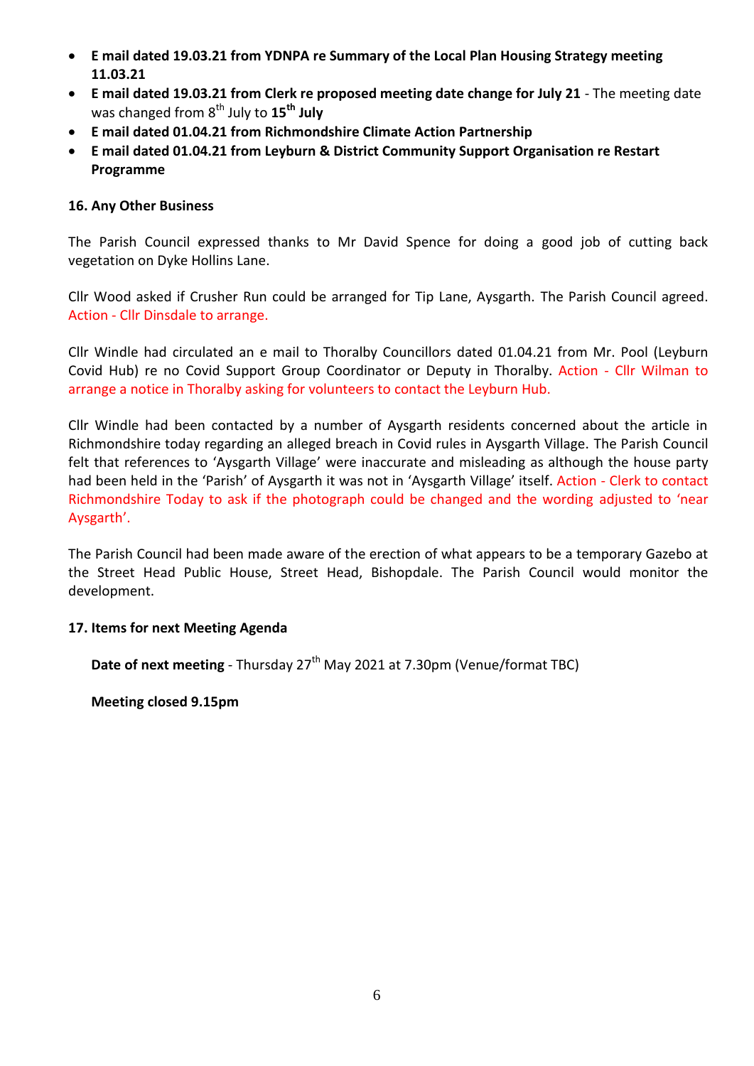- **E mail dated 19.03.21 from YDNPA re Summary of the Local Plan Housing Strategy meeting 11.03.21**
- **E mail dated 19.03.21 from Clerk re proposed meeting date change for July 21** - The meeting date was changed from 8th July to **15th July**
- **E mail dated 01.04.21 from Richmondshire Climate Action Partnership**
- **E mail dated 01.04.21 from Leyburn & District Community Support Organisation re Restart Programme**

**16. Any Other Business**

The Parish Council expressed thanks to Mr David Spence for doing a good job of cutting back vegetation on Dyke Hollins Lane.

Cllr Wood asked if Crusher Run could be arranged for Tip Lane, Aysgarth. The Parish Council agreed. Action - Cllr Dinsdale to arrange.

Cllr Windle had circulated an e mail to Thoralby Councillors dated 01.04.21 from Mr. Pool (Leyburn Covid Hub) re no Covid Support Group Coordinator or Deputy in Thoralby. Action - Cllr Wilman to arrange a notice in Thoralby asking for volunteers to contact the Leyburn Hub.

Cllr Windle had been contacted by a number of Aysgarth residents concerned about the article in Richmondshire today regarding an alleged breach in Covid rules in Aysgarth Village. The Parish Council felt that references to 'Aysgarth Village' were inaccurate and misleading as although the house party had been held in the 'Parish' of Aysgarth it was not in 'Aysgarth Village' itself. Action - Clerk to contact Richmondshire Today to ask if the photograph could be changed and the wording adjusted to 'near Aysgarth'.

The Parish Council had been made aware of the erection of what appears to be a temporary Gazebo at the Street Head Public House, Street Head, Bishopdale. The Parish Council would monitor the development.

**17. Items for next Meeting Agenda**

**Date of next meeting** - Thursday 27th May 2021 at 7.30pm (Venue/format TBC)

**Meeting closed 9.15pm**